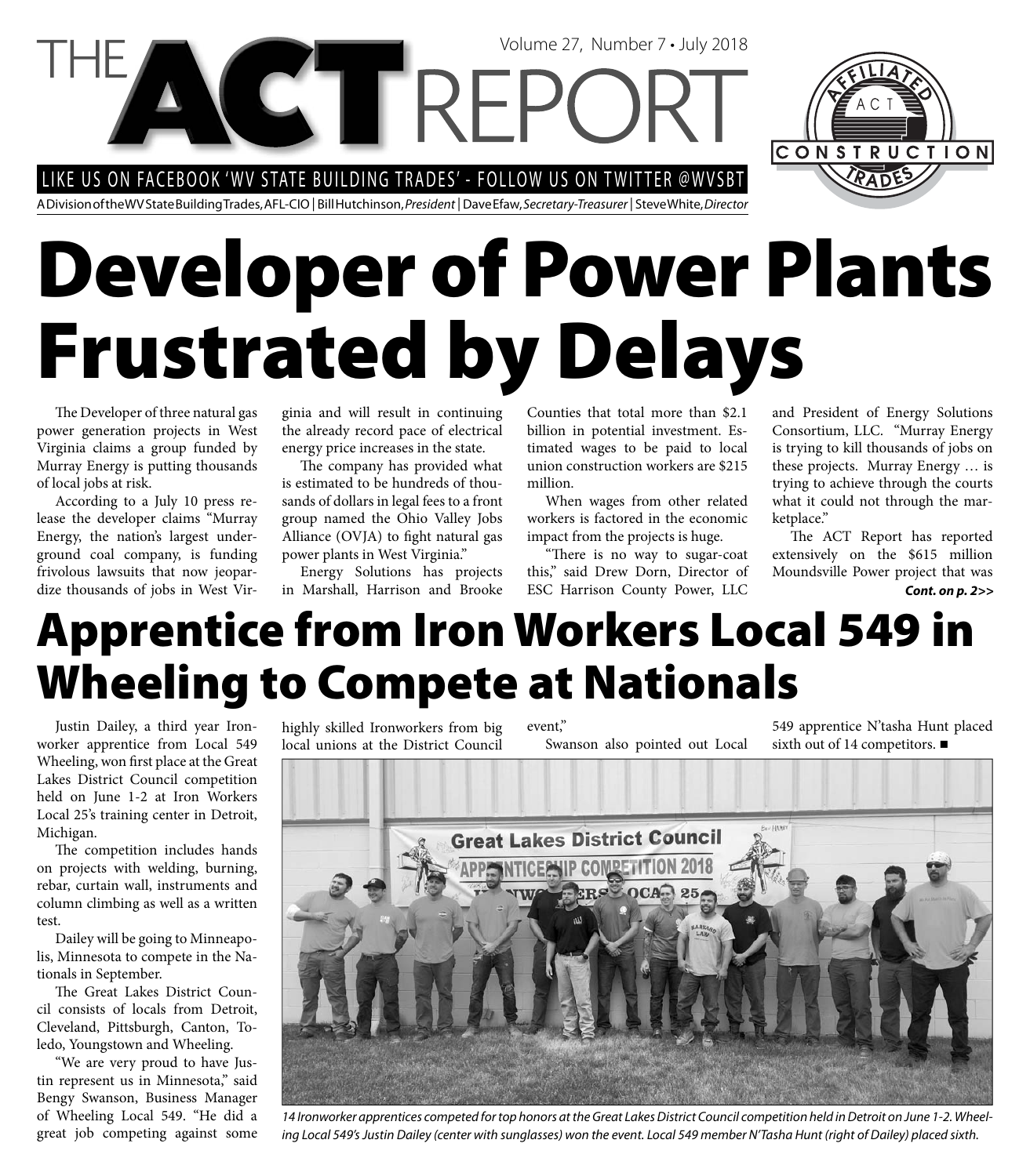# THE ACT REPORT

Volume 27, Number 7 • July 2018

LIKE US ON FACEBOOK 'WV STATE BUILDING TRADES' - FOLLOW US ON TWITTER @WVSBT

A Division of the WV State Building Trades, AFL-CIO | Bill Hutchinson, *President* | Dave Efaw, *Secretary-Treasurer* | Steve White, *Director*

# Developer of Power Plants Frustrated by Delays

The Developer of three natural gas power generation projects in West Virginia claims a group funded by Murray Energy is putting thousands of local jobs at risk.

According to a July 10 press release the developer claims "Murray Energy, the nation's largest underground coal company, is funding frivolous lawsuits that now jeopardize thousands of jobs in West Virginia and will result in continuing the already record pace of electrical energy price increases in the state.

The company has provided what is estimated to be hundreds of thousands of dollars in legal fees to a front group named the Ohio Valley Jobs Alliance (OVJA) to fight natural gas power plants in West Virginia."

Energy Solutions has projects in Marshall, Harrison and Brooke Counties that total more than $2.1 billion in potential investment. Estimated wages to be paid to local union construction workers are $215 million.

When wages from other related workers is factored in the economic impact from the projects is huge.

"There is no way to sugar-coat this," said Drew Dorn, Director of ESC Harrison County Power, LLC and President of Energy Solutions Consortium, LLC. "Murray Energy is trying to kill thousands of jobs on these projects. Murray Energy … is trying to achieve through the courts what it could not through the marketplace."

The ACT Report has reported extensively on the $615 million Moundsville Power project that was

***Cont. on p. 2>>***

# Apprentice from Iron Workers Local 549 in Wheeling to Compete at Nationals

Justin Dailey, a third year Ironworker apprentice from Local 549 Wheeling, won first place at the Great Lakes District Council competition held on June 1-2 at Iron Workers Local 25's training center in Detroit, Michigan.

The competition includes hands on projects with welding, burning, rebar, curtain wall, instruments and column climbing as well as a written test.

Dailey will be going to Minneapolis, Minnesota to compete in the Nationals in September.

The Great Lakes District Council consists of locals from Detroit, Cleveland, Pittsburgh, Canton, Toledo, Youngstown and Wheeling.

"We are very proud to have Justin represent us in Minnesota," said Bengy Swanson, Business Manager of Wheeling Local 549. "He did a great job competing against some highly skilled Ironworkers from big local unions at the District Council event,"

Swanson also pointed out Local 549 apprentice N'tasha Hunt placed sixth out of 14 competitors. ■

*14 Ironworker apprentices competed for top honors at the Great Lakes District Council competition held in Detroit on June 1-2. Wheeling Local 549's Justin Dailey (center with sunglasses) won the event. Local 549 member N'Tasha Hunt (right of Dailey) placed sixth.*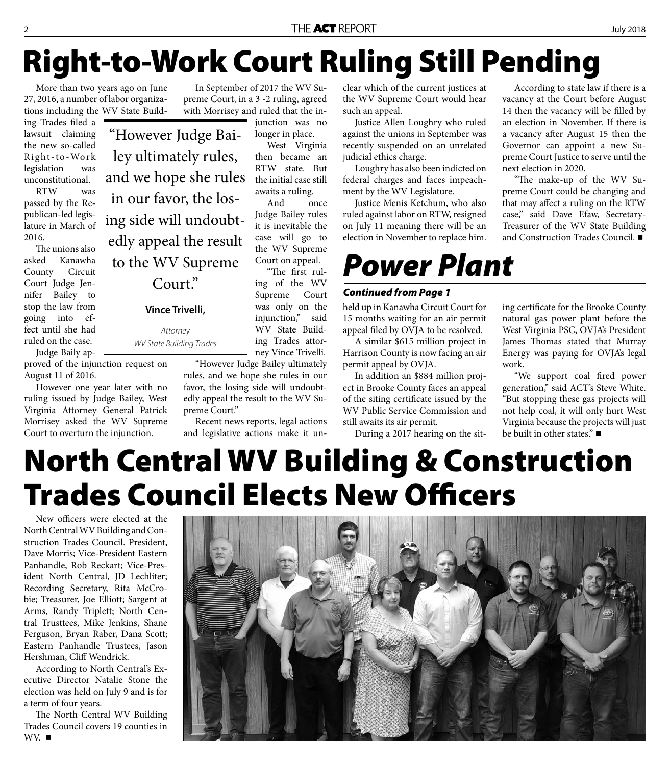# Right-to-Work Court Ruling Still Pending

More than two years ago on June 27, 2016, a number of labor organizations including the WV State Building Trades filed a lawsuit claiming the new so-called Right-to-Work legislation was unconstitutional.

RTW was passed by the Republican-led legislature in March of 2016.

The unions also asked Kanawha County Circuit Court Judge Jennifer Bailey to stop the law from going into effect until she had ruled on the case.

Judge Baily approved of the injunction request on August 11 of 2016.

However one year later with no ruling issued by Judge Bailey, West Virginia Attorney General Patrick Morrisey asked the WV Supreme Court to overturn the injunction.

> "However Judge Bailey ultimately rules, and we hope she rules in our favor, the losing side will undoubtedly appeal the result to the WV Supreme Court."
>
> **Vince Trivelli,**
>
> *Attorney*
> *WV State Building Trades*

In September of 2017 the WV Supreme Court, in a 3 -2 ruling, agreed with Morrisey and ruled that the injunction was no longer in place.

West Virginia then became an RTW state. But the initial case still awaits a ruling.

And once Judge Bailey rules it is inevitable the case will go to the WV Supreme Court on appeal.

"The first ruling of the WV Supreme Court was only on the injunction," said WV State Building Trades attorney Vince Trivelli.

"However Judge Bailey ultimately rules, and we hope she rules in our favor, the losing side will undoubtedly appeal the result to the WV Supreme Court."

Recent news reports, legal actions and legislative actions make it unclear which of the current justices at the WV Supreme Court would hear such an appeal.

Justice Allen Loughry who ruled against the unions in September was recently suspended on an unrelated judicial ethics charge.

Loughry has also been indicted on federal charges and faces impeachment by the WV Legislature.

Justice Menis Ketchum, who also ruled against labor on RTW, resigned on July 11 meaning there will be an election in November to replace him.

According to state law if there is a vacancy at the Court before August 14 then the vacancy will be filled by an election in November. If there is a vacancy after August 15 then the Governor can appoint a new Supreme Court Justice to serve until the next election in 2020.

"The make-up of the WV Supreme Court could be changing and that may affect a ruling on the RTW case," said Dave Efaw, Secretary-Treasurer of the WV State Building and Construction Trades Council. ■

# *Power Plant*

***Continued from Page 1***

held up in Kanawha Circuit Court for 15 months waiting for an air permit appeal filed by OVJA to be resolved.

A similar $615 million project in Harrison County is now facing an air permit appeal by OVJA.

In addition an $884 million project in Brooke County faces an appeal of the siting certificate issued by the WV Public Service Commission and still awaits its air permit.

During a 2017 hearing on the siting certificate for the Brooke County natural gas power plant before the West Virginia PSC, OVJA's President James Thomas stated that Murray Energy was paying for OVJA's legal work.

"We support coal fired power generation," said ACT's Steve White. "But stopping these gas projects will not help coal, it will only hurt West Virginia because the projects will just be built in other states." ■

# North Central WV Building & Construction Trades Council Elects New Officers

New officers were elected at the North Central WV Building and Construction Trades Council. President, Dave Morris; Vice-President Eastern Panhandle, Rob Reckart; Vice-President North Central, JD Lechliter; Recording Secretary, Rita McCrobie; Treasurer, Joe Elliott; Sargent at Arms, Randy Triplett; North Central Trusttees, Mike Jenkins, Shane Ferguson, Bryan Raber, Dana Scott; Eastern Panhandle Trustees, Jason Hershman, Cliff Wendrick.

According to North Central's Executive Director Natalie Stone the election was held on July 9 and is for a term of four years.

The North Central WV Building Trades Council covers 19 counties in WV. ■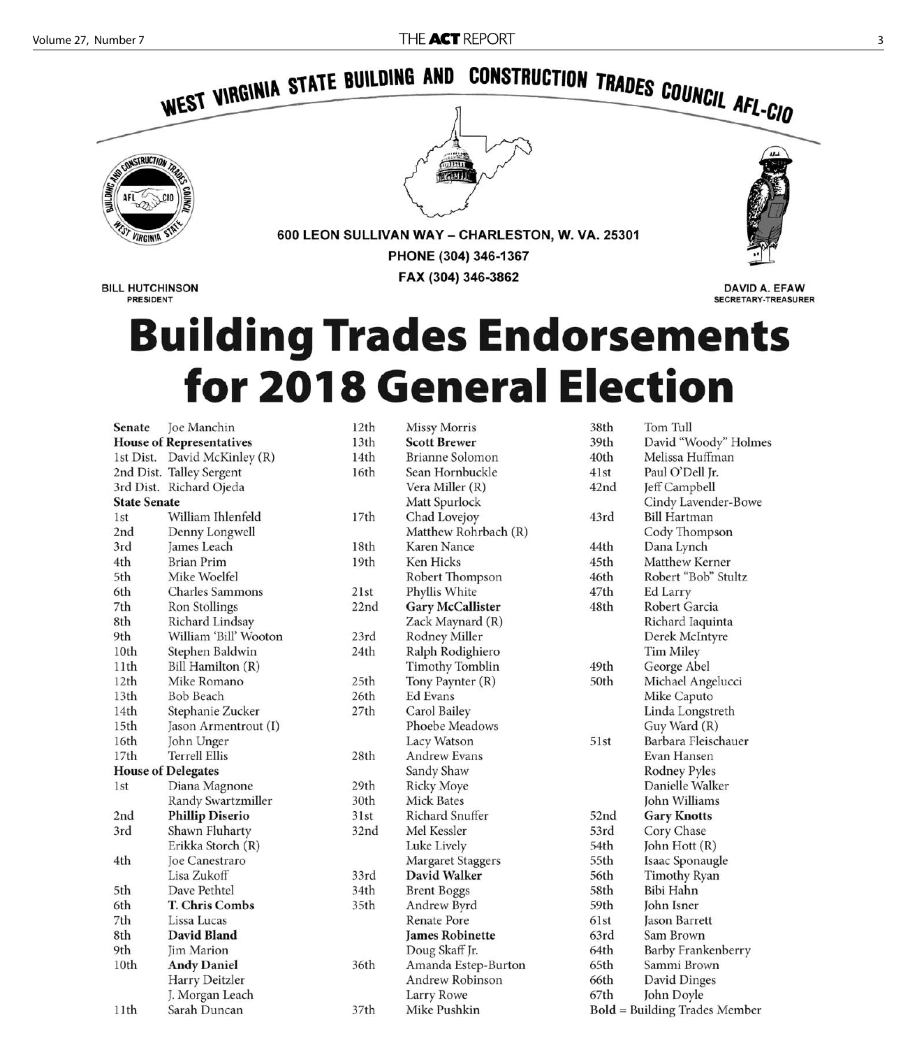# WEST VIRGINIA STATE BUILDING AND CONSTRUCTION TRADES COUNCIL AFL-CIO

600 LEON SULLIVAN WAY – CHARLESTON, W. VA. 25301
PHONE (304) 346-1367
FAX (304) 346-3862

BILL HUTCHINSON
PRESIDENT

DAVID A. EFAW
SECRETARY-TREASURER

# Building Trades Endorsements for 2018 General Election

**Senate** Joe Manchin

**House of Representatives**

1st Dist. David McKinley (R)
2nd Dist. Talley Sergent
3rd Dist. Richard Ojeda

**State Senate**

| | |
|---|---|
| 1st | William Ihlenfeld |
| 2nd | Denny Longwell |
| 3rd | James Leach |
| 4th | Brian Prim |
| 5th | Mike Woelfel |
| 6th | Charles Sammons |
| 7th | Ron Stollings |
| 8th | Richard Lindsay |
| 9th | William 'Bill' Wooton |
| 10th | Stephen Baldwin |
| 11th | Bill Hamilton (R) |
| 12th | Mike Romano |
| 13th | Bob Beach |
| 14th | Stephanie Zucker |
| 15th | Jason Armentrout (I) |
| 16th | John Unger |
| 17th | Terrell Ellis |

**House of Delegates**

| | |
|---|---|
| 1st | Diana Magnone |
| | Randy Swartzmiller |
| 2nd | **Phillip Diserio** |
| 3rd | Shawn Fluharty |
| | Erikka Storch (R) |
| 4th | Joe Canestraro |
| | Lisa Zukoff |
| 5th | Dave Pethtel |
| 6th | **T. Chris Combs** |
| 7th | Lissa Lucas |
| 8th | **David Bland** |
| 9th | Jim Marion |
| 10th | **Andy Daniel** |
| | Harry Deitzler |
| | J. Morgan Leach |
| 11th | Sarah Duncan |
| 12th | Missy Morris |
| 13th | **Scott Brewer** |
| 14th | Brianne Solomon |
| 16th | Sean Hornbuckle |
| | Vera Miller (R) |
| | Matt Spurlock |
| 17th | Chad Lovejoy |
| | Matthew Rohrbach (R) |
| 18th | Karen Nance |
| 19th | Ken Hicks |
| | Robert Thompson |
| 21st | Phyllis White |
| 22nd | **Gary McCallister** |
| | Zack Maynard (R) |
| 23rd | Rodney Miller |
| 24th | Ralph Rodighiero |
| | Timothy Tomblin |
| 25th | Tony Paynter (R) |
| 26th | Ed Evans |
| 27th | Carol Bailey |
| | Phoebe Meadows |
| | Lacy Watson |
| 28th | Andrew Evans |
| | Sandy Shaw |
| 29th | Ricky Moye |
| 30th | Mick Bates |
| 31st | Richard Snuffer |
| 32nd | Mel Kessler |
| | Luke Lively |
| | Margaret Staggers |
| 33rd | **David Walker** |
| 34th | Brent Boggs |
| 35th | Andrew Byrd |
| | Renate Pore |
| | **James Robinette** |
| | Doug Skaff Jr. |
| 36th | Amanda Estep-Burton |
| | Andrew Robinson |
| | Larry Rowe |
| 37th | Mike Pushkin |
| 38th | Tom Tull |
| 39th | David "Woody" Holmes |
| 40th | Melissa Huffman |
| 41st | Paul O'Dell Jr. |
| 42nd | Jeff Campbell |
| | Cindy Lavender-Bowe |
| 43rd | Bill Hartman |
| | Cody Thompson |
| 44th | Dana Lynch |
| 45th | Matthew Kerner |
| 46th | Robert "Bob" Stultz |
| 47th | Ed Larry |
| 48th | Robert Garcia |
| | Richard Iaquinta |
| | Derek McIntyre |
| | Tim Miley |
| 49th | George Abel |
| 50th | Michael Angelucci |
| | Mike Caputo |
| | Linda Longstreth |
| | Guy Ward (R) |
| 51st | Barbara Fleischauer |
| | Evan Hansen |
| | Rodney Pyles |
| | Danielle Walker |
| | John Williams |
| 52nd | **Gary Knotts** |
| 53rd | Cory Chase |
| 54th | John Hott (R) |
| 55th | Isaac Sponaugle |
| 56th | Timothy Ryan |
| 58th | Bibi Hahn |
| 59th | John Isner |
| 61st | Jason Barrett |
| 63rd | Sam Brown |
| 64th | Barby Frankenberry |
| 65th | Sammi Brown |
| 66th | David Dinges |
| 67th | John Doyle |

**Bold** = Building Trades Member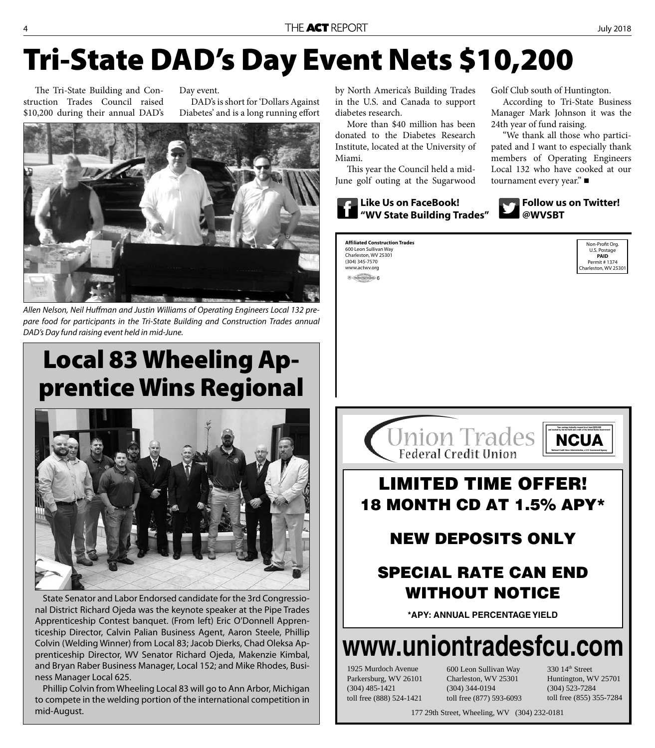# Tri-State DAD's Day Event Nets $10,200

The Tri-State Building and Construction Trades Council raised $10,200 during their annual DAD's Day event.

DAD's is short for 'Dollars Against Diabetes' and is a long running effort by North America's Building Trades in the U.S. and Canada to support diabetes research.

More than $40 million has been donated to the Diabetes Research Institute, located at the University of Miami.

This year the Council held a mid-June golf outing at the Sugarwood Golf Club south of Huntington.

According to Tri-State Business Manager Mark Johnson it was the 24th year of fund raising.

"We thank all those who participated and I want to especially thank members of Operating Engineers Local 132 who have cooked at our tournament every year." ■

*Allen Nelson, Neil Huffman and Justin Williams of Operating Engineers Local 132 prepare food for participants in the Tri-State Building and Construction Trades annual DAD's Day fund raising event held in mid-June.*

**Like Us on FaceBook! "WV State Building Trades"**

**Follow us on Twitter! @WVSBT**

**Affiliated Construction Trades**
600 Leon Sullivan Way
Charleston, WV 25301
(304) 345-7570
www.actwv.org

Non-Profit Org.
U.S. Postage
**PAID**
Permit # 1374
Charleston, WV 25301

## Local 83 Wheeling Apprentice Wins Regional

State Senator and Labor Endorsed candidate for the 3rd Congressional District Richard Ojeda was the keynote speaker at the Pipe Trades Apprenticeship Contest banquet. (From left) Eric O'Donnell Apprenticeship Director, Calvin Palian Business Agent, Aaron Steele, Phillip Colvin (Welding Winner) from Local 83; Jacob Dierks, Chad Oleksa Apprenticeship Director, WV Senator Richard Ojeda, Makenzie Kimbal, and Bryan Raber Business Manager, Local 152; and Mike Rhodes, Business Manager Local 625.

Phillip Colvin from Wheeling Local 83 will go to Ann Arbor, Michigan to compete in the welding portion of the international competition in mid-August.

**Union Trades Federal Credit Union**

NCUA

**LIMITED TIME OFFER!**
**18 MONTH CD AT 1.5% APY***

**NEW DEPOSITS ONLY**

**SPECIAL RATE CAN END WITHOUT NOTICE**

***APY: ANNUAL PERCENTAGE YIELD**

**www.uniontradesfcu.com**

1925 Murdoch Avenue
Parkersburg, WV 26101
(304) 485-1421
toll free (888) 524-1421

600 Leon Sullivan Way
Charleston, WV 25301
(304) 344-0194
toll free (877) 593-6093

330 14th Street
Huntington, WV 25701
(304) 523-7284
toll free (855) 355-7284

177 29th Street, Wheeling, WV (304) 232-0181